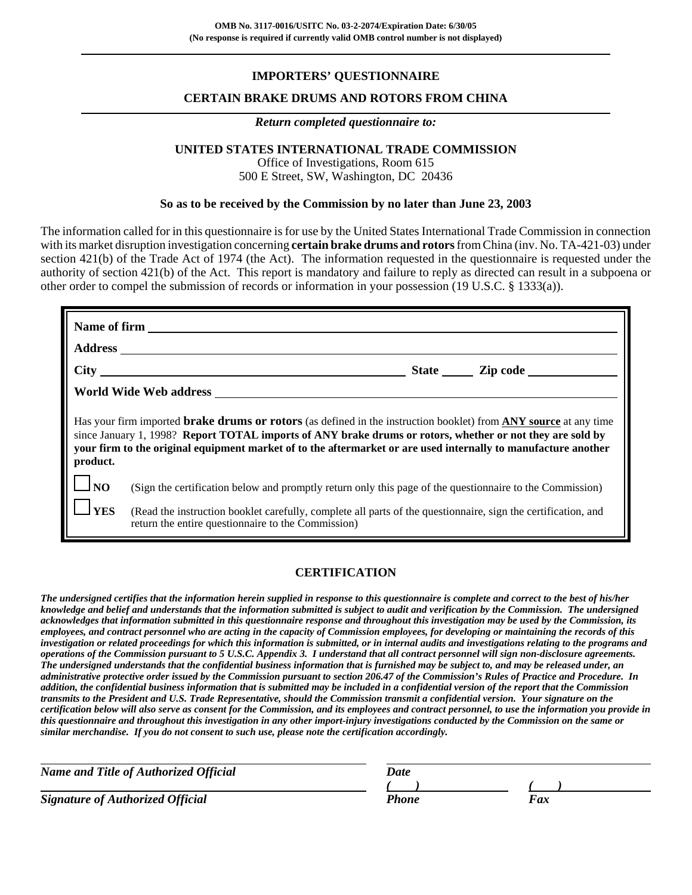**OMB No. 3117-0016/USITC No. 03-2-2074/Expiration Date: 6/30/05**
**(No response is required if currently valid OMB control number is not displayed)**

# IMPORTERS' QUESTIONNAIRE

## CERTAIN BRAKE DRUMS AND ROTORS FROM CHINA

***Return completed questionnaire to:***

**UNITED STATES INTERNATIONAL TRADE COMMISSION**
Office of Investigations, Room 615
500 E Street, SW, Washington, DC 20436

**So as to be received by the Commission by no later than June 23, 2003**

The information called for in this questionnaire is for use by the United States International Trade Commission in connection with its market disruption investigation concerning **certain brake drums and rotors** from China (inv. No. TA-421-03) under section 421(b) of the Trade Act of 1974 (the Act). The information requested in the questionnaire is requested under the authority of section 421(b) of the Act. This report is mandatory and failure to reply as directed can result in a subpoena or other order to compel the submission of records or information in your possession (19 U.S.C. § 1333(a)).

**Name of firm** ______________________________

**Address** ______________________________

**City** ______________________ **State** _____ **Zip code** __________

**World Wide Web address** ______________________________

Has your firm imported **brake drums or rotors** (as defined in the instruction booklet) from **ANY source** at any time since January 1, 1998? **Report TOTAL imports of ANY brake drums or rotors, whether or not they are sold by your firm to the original equipment market of to the aftermarket or are used internally to manufacture another product.**

☐ **NO** (Sign the certification below and promptly return only this page of the questionnaire to the Commission)

☐ **YES** (Read the instruction booklet carefully, complete all parts of the questionnaire, sign the certification, and return the entire questionnaire to the Commission)

## CERTIFICATION

***The undersigned certifies that the information herein supplied in response to this questionnaire is complete and correct to the best of his/her knowledge and belief and understands that the information submitted is subject to audit and verification by the Commission. The undersigned acknowledges that information submitted in this questionnaire response and throughout this investigation may be used by the Commission, its employees, and contract personnel who are acting in the capacity of Commission employees, for developing or maintaining the records of this investigation or related proceedings for which this information is submitted, or in internal audits and investigations relating to the programs and operations of the Commission pursuant to 5 U.S.C. Appendix 3. I understand that all contract personnel will sign non-disclosure agreements. The undersigned understands that the confidential business information that is furnished may be subject to, and may be released under, an administrative protective order issued by the Commission pursuant to section 206.47 of the Commission's Rules of Practice and Procedure. In addition, the confidential business information that is submitted may be included in a confidential version of the report that the Commission transmits to the President and U.S. Trade Representative, should the Commission transmit a confidential version. Your signature on the certification below will also serve as consent for the Commission, and its employees and contract personnel, to use the information you provide in this questionnaire and throughout this investigation in any other import-injury investigations conducted by the Commission on the same or similar merchandise. If you do not consent to such use, please note the certification accordingly.***

______________________________ ______________________________
***Name and Title of Authorized Official*** ***Date***

______________________________ ***(   )*** __________ ***(   )*** __________
***Signature of Authorized Official*** ***Phone*** ***Fax***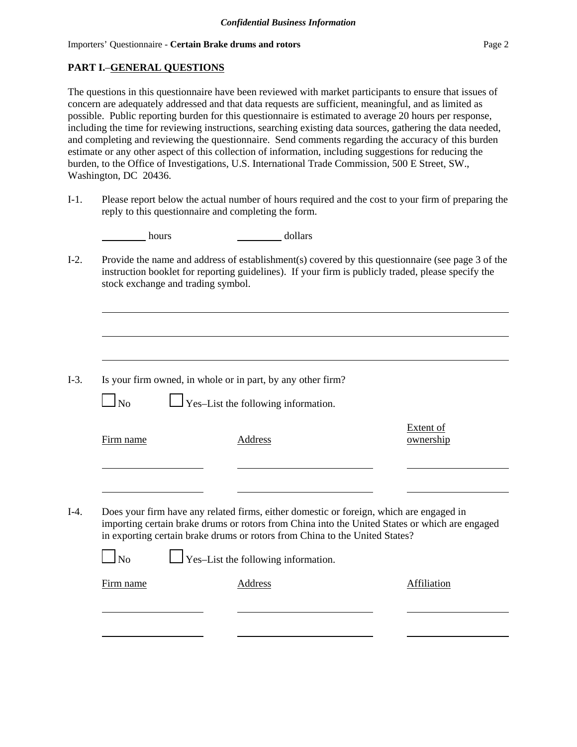## PART I.–GENERAL QUESTIONS

The questions in this questionnaire have been reviewed with market participants to ensure that issues of concern are adequately addressed and that data requests are sufficient, meaningful, and as limited as possible. Public reporting burden for this questionnaire is estimated to average 20 hours per response, including the time for reviewing instructions, searching existing data sources, gathering the data needed, and completing and reviewing the questionnaire. Send comments regarding the accuracy of this burden estimate or any other aspect of this collection of information, including suggestions for reducing the burden, to the Office of Investigations, U.S. International Trade Commission, 500 E Street, SW., Washington, DC 20436.

I-1. Please report below the actual number of hours required and the cost to your firm of preparing the reply to this questionnaire and completing the form.

\_\_\_\_\_\_\_\_ hours \_\_\_\_\_\_\_\_ dollars

I-2. Provide the name and address of establishment(s) covered by this questionnaire (see page 3 of the instruction booklet for reporting guidelines). If your firm is publicly traded, please specify the stock exchange and trading symbol.

\_\_\_\_\_\_\_\_\_\_\_\_\_\_\_\_\_\_\_\_\_\_\_\_\_\_\_\_\_\_\_\_\_\_\_\_\_\_\_\_\_\_\_\_\_\_\_\_\_\_\_\_\_\_\_\_\_\_\_\_

\_\_\_\_\_\_\_\_\_\_\_\_\_\_\_\_\_\_\_\_\_\_\_\_\_\_\_\_\_\_\_\_\_\_\_\_\_\_\_\_\_\_\_\_\_\_\_\_\_\_\_\_\_\_\_\_\_\_\_\_

\_\_\_\_\_\_\_\_\_\_\_\_\_\_\_\_\_\_\_\_\_\_\_\_\_\_\_\_\_\_\_\_\_\_\_\_\_\_\_\_\_\_\_\_\_\_\_\_\_\_\_\_\_\_\_\_\_\_\_\_

I-3. Is your firm owned, in whole or in part, by any other firm?

☐ No ☐ Yes–List the following information.

| Firm name | Address | Extent of ownership |
|---|---|---|
| | | |
| | | |

I-4. Does your firm have any related firms, either domestic or foreign, which are engaged in importing certain brake drums or rotors from China into the United States or which are engaged in exporting certain brake drums or rotors from China to the United States?

☐ No ☐ Yes–List the following information.

| Firm name | Address | Affiliation |
|---|---|---|
| | | |
| | | |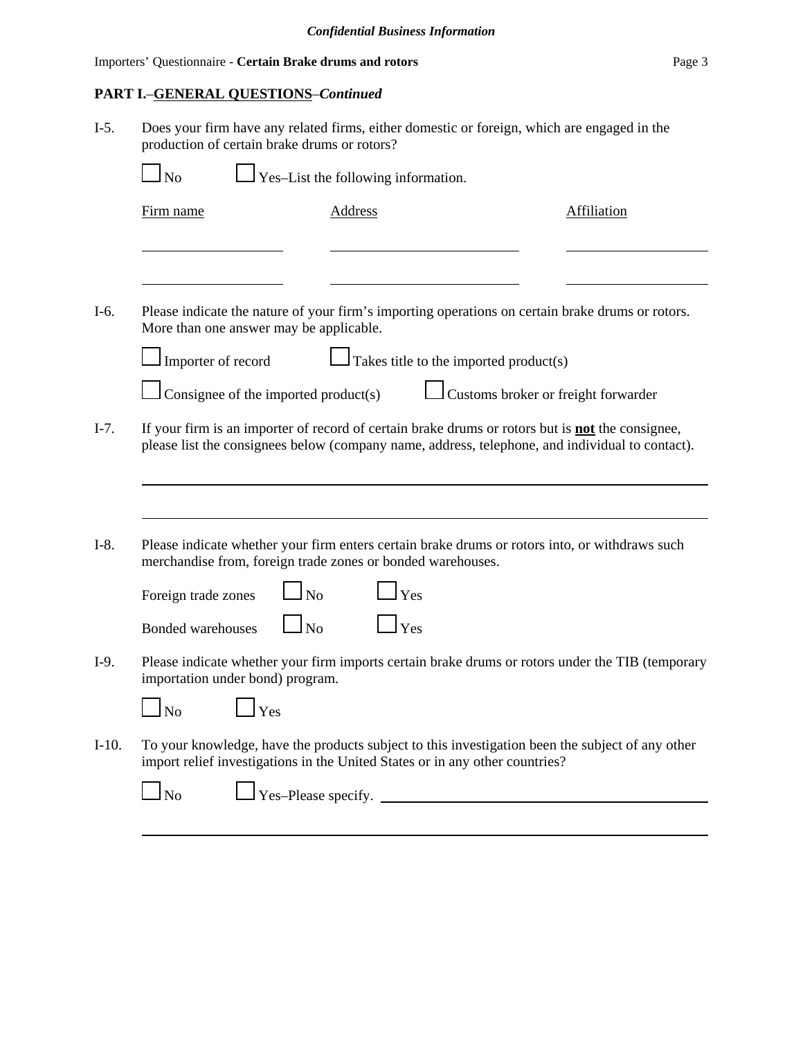**PART I.**–**GENERAL QUESTIONS**–*Continued*

I-5. Does your firm have any related firms, either domestic or foreign, which are engaged in the production of certain brake drums or rotors?

☐ No ☐ Yes–List the following information.

| Firm name | Address | Affiliation |
|---|---|---|
| | | |
| | | |

I-6. Please indicate the nature of your firm's importing operations on certain brake drums or rotors. More than one answer may be applicable.

☐ Importer of record ☐ Takes title to the imported product(s)

☐ Consignee of the imported product(s) ☐ Customs broker or freight forwarder

I-7. If your firm is an importer of record of certain brake drums or rotors but is **not** the consignee, please list the consignees below (company name, address, telephone, and individual to contact).

______________________________________________

______________________________________________

I-8. Please indicate whether your firm enters certain brake drums or rotors into, or withdraws such merchandise from, foreign trade zones or bonded warehouses.

Foreign trade zones ☐ No ☐ Yes

Bonded warehouses ☐ No ☐ Yes

I-9. Please indicate whether your firm imports certain brake drums or rotors under the TIB (temporary importation under bond) program.

☐ No ☐ Yes

I-10. To your knowledge, have the products subject to this investigation been the subject of any other import relief investigations in the United States or in any other countries?

☐ No ☐ Yes–Please specify. ______________________________________________

______________________________________________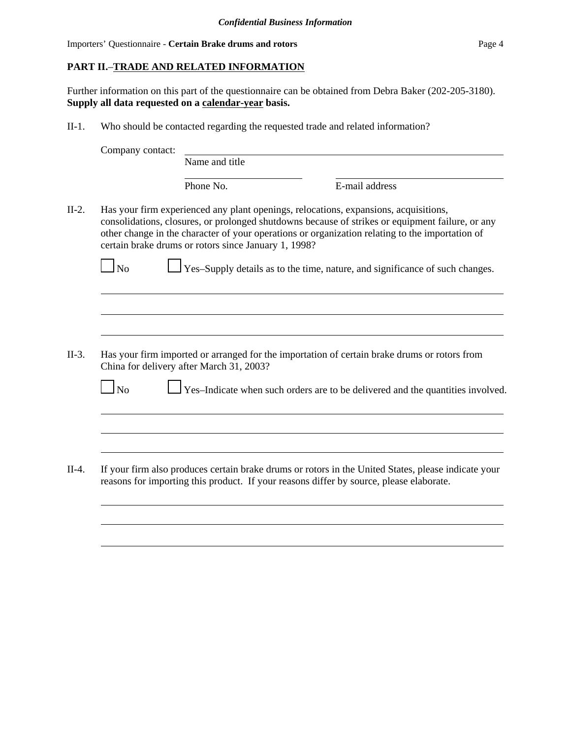*Confidential Business Information*

## PART II.–TRADE AND RELATED INFORMATION

Further information on this part of the questionnaire can be obtained from Debra Baker (202-205-3180). **Supply all data requested on a calendar-year basis.**

II-1. Who should be contacted regarding the requested trade and related information?

Company contact: ______________________________
Name and title

______________________ ______________________
Phone No. E-mail address

II-2. Has your firm experienced any plant openings, relocations, expansions, acquisitions, consolidations, closures, or prolonged shutdowns because of strikes or equipment failure, or any other change in the character of your operations or organization relating to the importation of certain brake drums or rotors since January 1, 1998?

☐ No ☐ Yes–Supply details as to the time, nature, and significance of such changes.

______________________________

______________________________

______________________________

II-3. Has your firm imported or arranged for the importation of certain brake drums or rotors from China for delivery after March 31, 2003?

☐ No ☐ Yes–Indicate when such orders are to be delivered and the quantities involved.

______________________________

______________________________

______________________________

II-4. If your firm also produces certain brake drums or rotors in the United States, please indicate your reasons for importing this product. If your reasons differ by source, please elaborate.

______________________________

______________________________

______________________________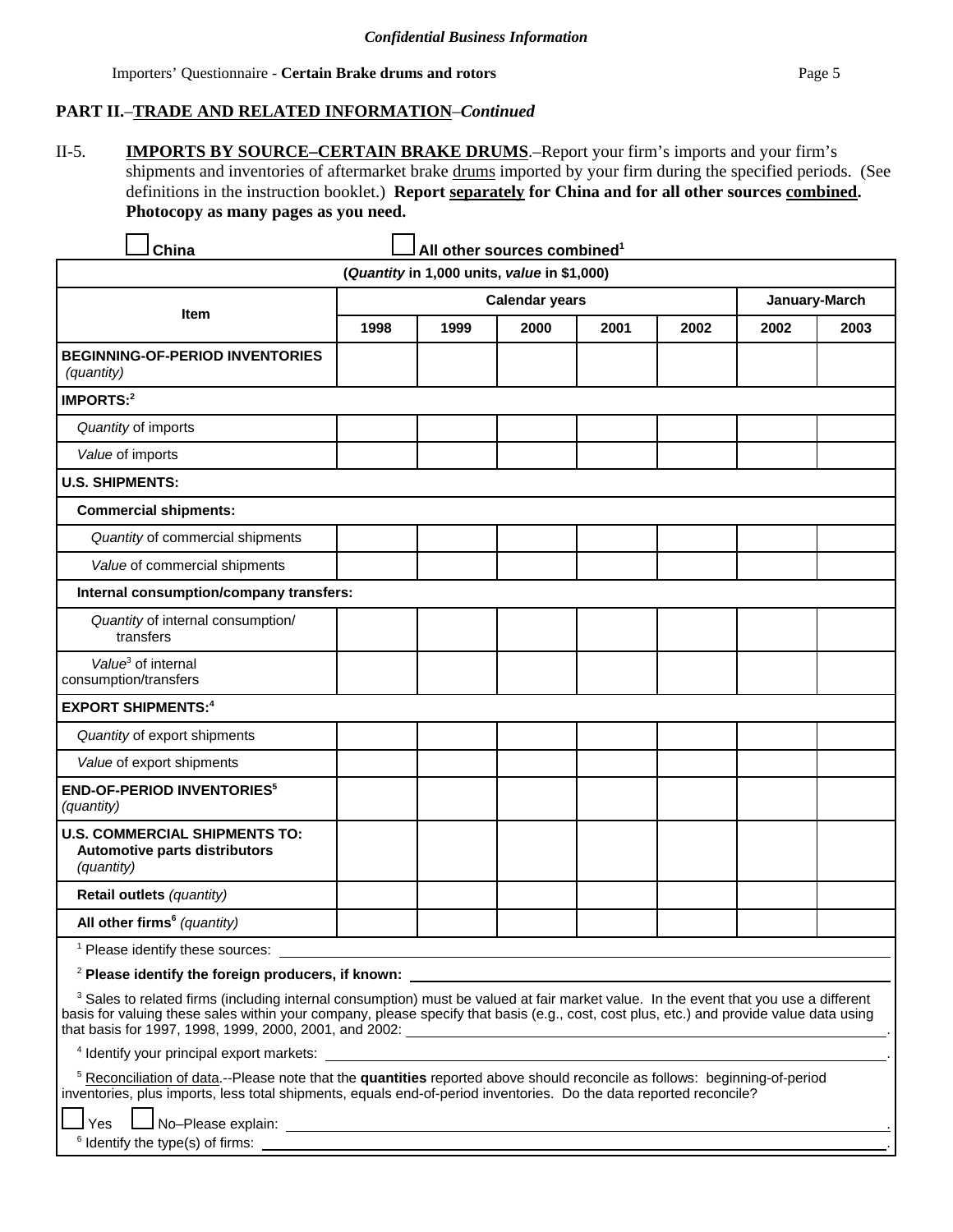*Confidential Business Information*

## PART II.–TRADE AND RELATED INFORMATION–*Continued*

II-5. **IMPORTS BY SOURCE–CERTAIN BRAKE DRUMS**.–Report your firm's imports and your firm's shipments and inventories of aftermarket brake drums imported by your firm during the specified periods. (See definitions in the instruction booklet.) **Report separately for China and for all other sources combined. Photocopy as many pages as you need.**

☐ **China** ☐ **All other sources combined**[1]

| (*Quantity* in 1,000 units, *value* in $1,000) | | | | | | | |
|---|---|---|---|---|---|---|---|
| **Item** | **Calendar years** | | | | | **January-March** | |
| | **1998** | **1999** | **2000** | **2001** | **2002** | **2002** | **2003** |
| **BEGINNING-OF-PERIOD INVENTORIES** *(quantity)* | | | | | | | |
| **IMPORTS:**[2] | | | | | | | |
| *Quantity* of imports | | | | | | | |
| *Value* of imports | | | | | | | |
| **U.S. SHIPMENTS:** | | | | | | | |
| **Commercial shipments:** | | | | | | | |
| *Quantity* of commercial shipments | | | | | | | |
| *Value* of commercial shipments | | | | | | | |
| **Internal consumption/company transfers:** | | | | | | | |
| *Quantity* of internal consumption/ transfers | | | | | | | |
| *Value*[3] of internal consumption/transfers | | | | | | | |
| **EXPORT SHIPMENTS:**[4] | | | | | | | |
| *Quantity* of export shipments | | | | | | | |
| *Value* of export shipments | | | | | | | |
| **END-OF-PERIOD INVENTORIES**[5] *(quantity)* | | | | | | | |
| **U.S. COMMERCIAL SHIPMENTS TO: Automotive parts distributors** *(quantity)* | | | | | | | |
| **Retail outlets** *(quantity)* | | | | | | | |
| **All other firms**[6] *(quantity)* | | | | | | | |

[1] Please identify these sources: \_\_\_\_\_\_\_\_\_\_\_\_\_\_\_\_\_\_\_\_

[2] **Please identify the foreign producers, if known:** \_\_\_\_\_\_\_\_\_\_\_\_\_\_\_\_\_\_\_\_

[3] Sales to related firms (including internal consumption) must be valued at fair market value. In the event that you use a different basis for valuing these sales within your company, please specify that basis (e.g., cost, cost plus, etc.) and provide value data using that basis for 1997, 1998, 1999, 2000, 2001, and 2002: \_\_\_\_\_\_\_\_\_\_\_\_\_\_\_\_\_\_\_\_.

[4] Identify your principal export markets: \_\_\_\_\_\_\_\_\_\_\_\_\_\_\_\_\_\_\_\_.

[5] Reconciliation of data.--Please note that the **quantities** reported above should reconcile as follows: beginning-of-period inventories, plus imports, less total shipments, equals end-of-period inventories. Do the data reported reconcile?

☐ Yes ☐ No–Please explain: \_\_\_\_\_\_\_\_\_\_\_\_\_\_\_\_\_\_\_\_.

[6] Identify the type(s) of firms: \_\_\_\_\_\_\_\_\_\_\_\_\_\_\_\_\_\_\_\_.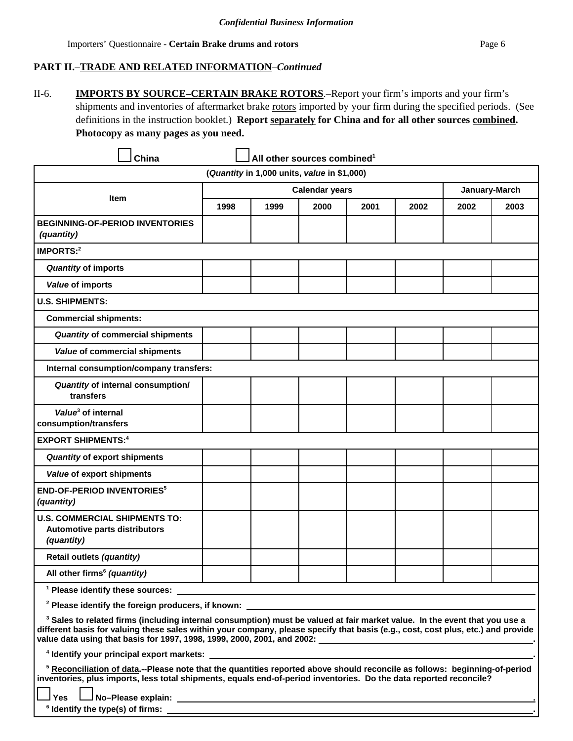*Confidential Business Information*

Importers' Questionnaire - **Certain Brake drums and rotors**

## PART II.–TRADE AND RELATED INFORMATION–*Continued*

II-6. **IMPORTS BY SOURCE–CERTAIN BRAKE ROTORS**.–Report your firm's imports and your firm's shipments and inventories of aftermarket brake rotors imported by your firm during the specified periods. (See definitions in the instruction booklet.) **Report separately for China and for all other sources combined. Photocopy as many pages as you need.**

☐ **China** ☐ **All other sources combined**[1]

| (*Quantity* in 1,000 units, *value* in $1,000) | | | | | | | |
|---|---|---|---|---|---|---|---|
| **Item** | **Calendar years** | | | | | **January-March** | |
| | **1998** | **1999** | **2000** | **2001** | **2002** | **2002** | **2003** |
| **BEGINNING-OF-PERIOD INVENTORIES** ***(quantity)*** | | | | | | | |
| **IMPORTS:**[2] | | | | | | | |
| ***Quantity* of imports** | | | | | | | |
| ***Value* of imports** | | | | | | | |
| **U.S. SHIPMENTS:** | | | | | | | |
| **Commercial shipments:** | | | | | | | |
| ***Quantity* of commercial shipments** | | | | | | | |
| ***Value* of commercial shipments** | | | | | | | |
| **Internal consumption/company transfers:** | | | | | | | |
| ***Quantity* of internal consumption/ transfers** | | | | | | | |
| ***Value*[3] of internal consumption/transfers** | | | | | | | |
| **EXPORT SHIPMENTS:**[4] | | | | | | | |
| ***Quantity* of export shipments** | | | | | | | |
| ***Value* of export shipments** | | | | | | | |
| **END-OF-PERIOD INVENTORIES**[5] ***(quantity)*** | | | | | | | |
| **U.S. COMMERCIAL SHIPMENTS TO: Automotive parts distributors *(quantity)*** | | | | | | | |
| **Retail outlets *(quantity)*** | | | | | | | |
| **All other firms[6] *(quantity)*** | | | | | | | |

[1] **Please identify these sources:** ______________________

[2] **Please identify the foreign producers, if known:** ______________________

[3] **Sales to related firms (including internal consumption) must be valued at fair market value. In the event that you use a different basis for valuing these sales within your company, please specify that basis (e.g., cost, cost plus, etc.) and provide value data using that basis for 1997, 1998, 1999, 2000, 2001, and 2002:** ______________________.

[4] **Identify your principal export markets:** ______________________.

[5] **Reconciliation of data.--Please note that the quantities reported above should reconcile as follows: beginning-of-period inventories, plus imports, less total shipments, equals end-of-period inventories. Do the data reported reconcile?**

☐ **Yes** ☐ **No–Please explain:** ______________________.

[6] **Identify the type(s) of firms:** ______________________.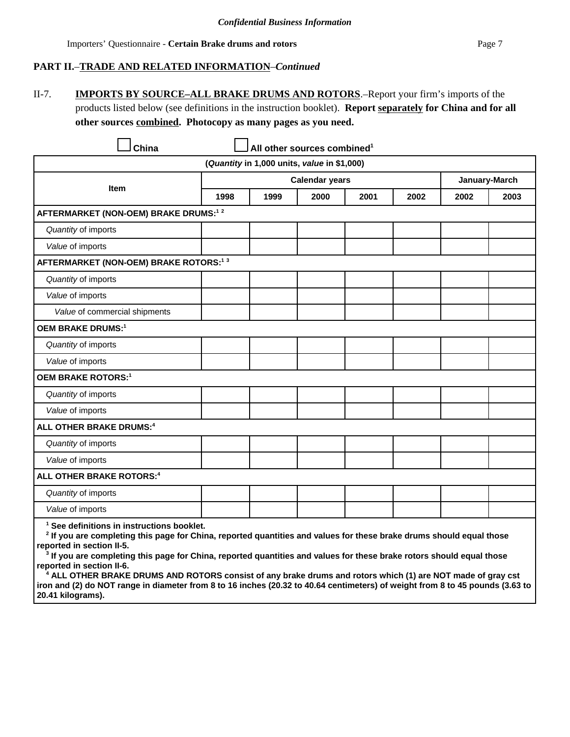*Confidential Business Information*

## PART II.–TRADE AND RELATED INFORMATION–*Continued*

II-7. **IMPORTS BY SOURCE–ALL BRAKE DRUMS AND ROTORS**.–Report your firm's imports of the products listed below (see definitions in the instruction booklet). **Report separately for China and for all other sources combined. Photocopy as many pages as you need.**

☐ **China** ☐ **All other sources combined[1]**

(*Quantity* in 1,000 units, *value* in $1,000)

| Item | Calendar years | | | | | January-March | |
|---|---|---|---|---|---|---|---|
| | 1998 | 1999 | 2000 | 2001 | 2002 | 2002 | 2003 |
| **AFTERMARKET (NON-OEM) BRAKE DRUMS:[1] [2]** | | | | | | | |
| *Quantity* of imports | | | | | | | |
| *Value* of imports | | | | | | | |
| **AFTERMARKET (NON-OEM) BRAKE ROTORS:[1] [3]** | | | | | | | |
| *Quantity* of imports | | | | | | | |
| *Value* of imports | | | | | | | |
| *Value* of commercial shipments | | | | | | | |
| **OEM BRAKE DRUMS:[1]** | | | | | | | |
| *Quantity* of imports | | | | | | | |
| *Value* of imports | | | | | | | |
| **OEM BRAKE ROTORS:[1]** | | | | | | | |
| *Quantity* of imports | | | | | | | |
| *Value* of imports | | | | | | | |
| **ALL OTHER BRAKE DRUMS:[4]** | | | | | | | |
| *Quantity* of imports | | | | | | | |
| *Value* of imports | | | | | | | |
| **ALL OTHER BRAKE ROTORS:[4]** | | | | | | | |
| *Quantity* of imports | | | | | | | |
| *Value* of imports | | | | | | | |

**[1] See definitions in instructions booklet.**
**[2] If you are completing this page for China, reported quantities and values for these brake drums should equal those reported in section II-5.**
**[3] If you are completing this page for China, reported quantities and values for these brake rotors should equal those reported in section II-6.**
**[4] ALL OTHER BRAKE DRUMS AND ROTORS consist of any brake drums and rotors which (1) are NOT made of gray cst iron and (2) do NOT range in diameter from 8 to 16 inches (20.32 to 40.64 centimeters) of weight from 8 to 45 pounds (3.63 to 20.41 kilograms).**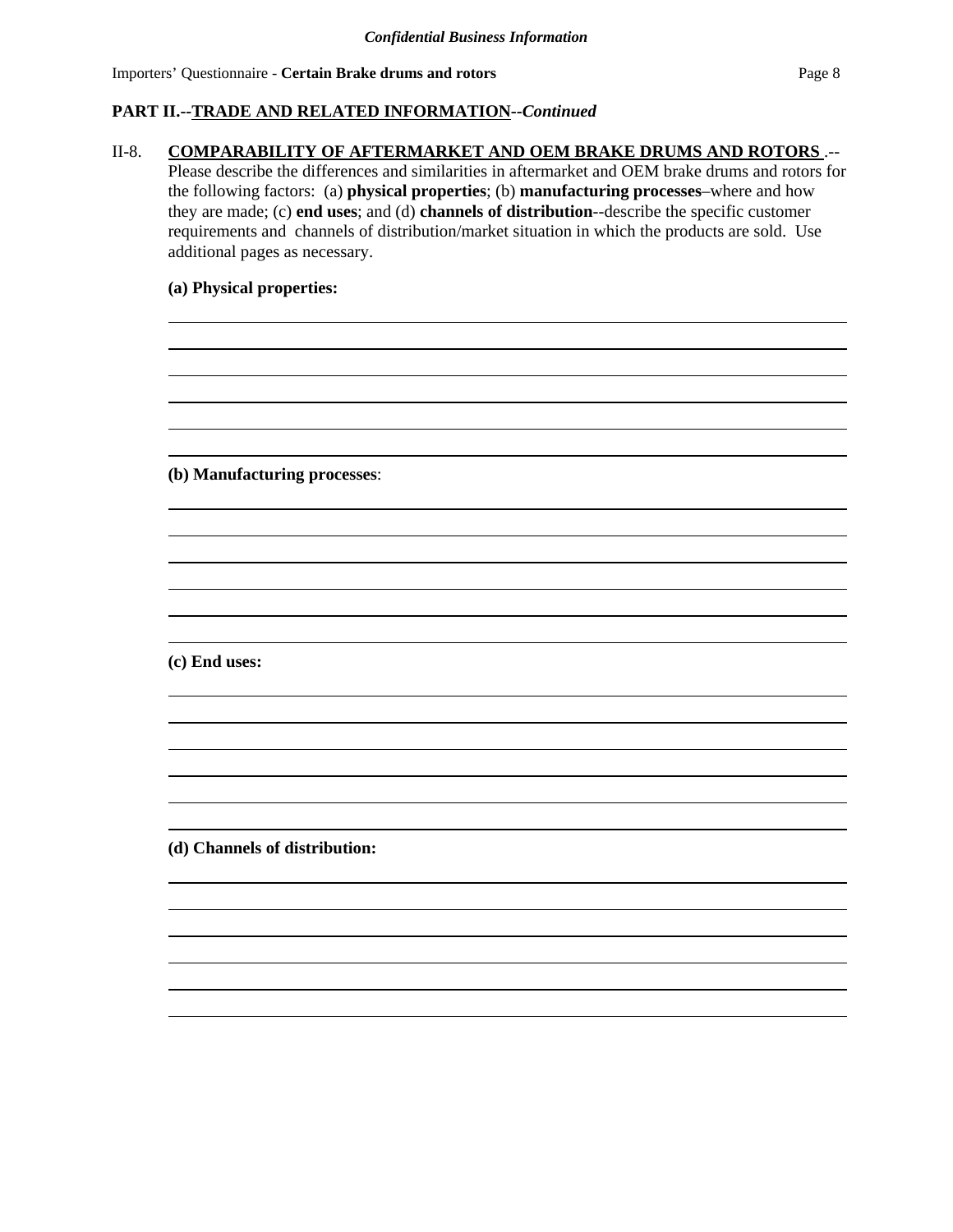*Confidential Business Information*

**PART II.--TRADE AND RELATED INFORMATION--*Continued***

II-8. **COMPARABILITY OF AFTERMARKET AND OEM BRAKE DRUMS AND ROTORS** .--Please describe the differences and similarities in aftermarket and OEM brake drums and rotors for the following factors: (a) **physical properties**; (b) **manufacturing processes**–where and how they are made; (c) **end uses**; and (d) **channels of distribution**--describe the specific customer requirements and channels of distribution/market situation in which the products are sold. Use additional pages as necessary.

**(a) Physical properties:**

**(b) Manufacturing processes**:

**(c) End uses:**

**(d) Channels of distribution:**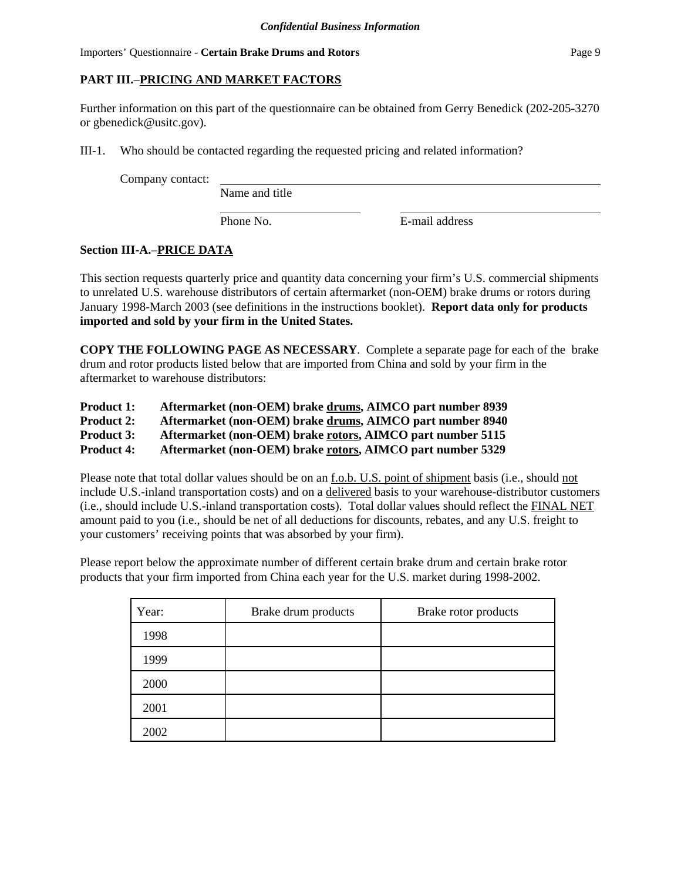## PART III.–PRICING AND MARKET FACTORS

Further information on this part of the questionnaire can be obtained from Gerry Benedick (202-205-3270 or gbenedick@usitc.gov).

III-1. Who should be contacted regarding the requested pricing and related information?

Company contact: ______________________________________________
Name and title

______________________ ______________________
Phone No. E-mail address

### Section III-A.–PRICE DATA

This section requests quarterly price and quantity data concerning your firm's U.S. commercial shipments to unrelated U.S. warehouse distributors of certain aftermarket (non-OEM) brake drums or rotors during January 1998-March 2003 (see definitions in the instructions booklet). **Report data only for products imported and sold by your firm in the United States.**

**COPY THE FOLLOWING PAGE AS NECESSARY**. Complete a separate page for each of the brake drum and rotor products listed below that are imported from China and sold by your firm in the aftermarket to warehouse distributors:

**Product 1: Aftermarket (non-OEM) brake drums, AIMCO part number 8939**
**Product 2: Aftermarket (non-OEM) brake drums, AIMCO part number 8940**
**Product 3: Aftermarket (non-OEM) brake rotors, AIMCO part number 5115**
**Product 4: Aftermarket (non-OEM) brake rotors, AIMCO part number 5329**

Please note that total dollar values should be on an f.o.b. U.S. point of shipment basis (i.e., should not include U.S.-inland transportation costs) and on a delivered basis to your warehouse-distributor customers (i.e., should include U.S.-inland transportation costs). Total dollar values should reflect the FINAL NET amount paid to you (i.e., should be net of all deductions for discounts, rebates, and any U.S. freight to your customers' receiving points that was absorbed by your firm).

Please report below the approximate number of different certain brake drum and certain brake rotor products that your firm imported from China each year for the U.S. market during 1998-2002.

| Year: | Brake drum products | Brake rotor products |
|---|---|---|
| 1998 | | |
| 1999 | | |
| 2000 | | |
| 2001 | | |
| 2002 | | |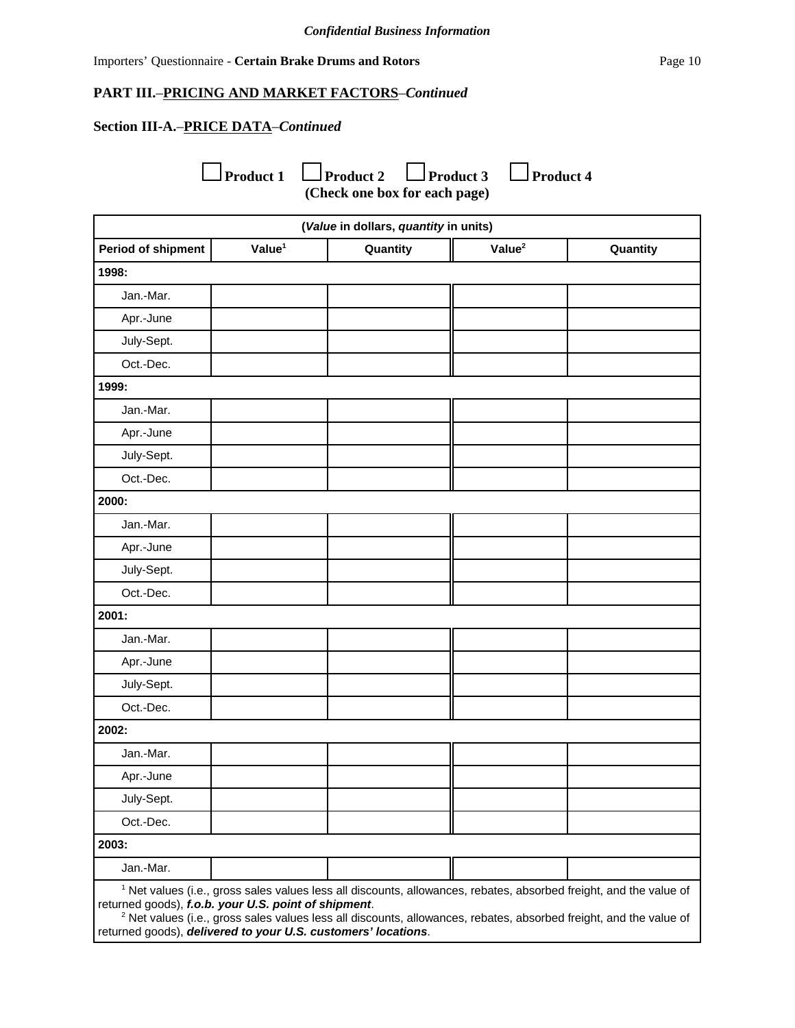*Confidential Business Information*

Importers' Questionnaire - **Certain Brake Drums and Rotors**

## PART III.–PRICING AND MARKET FACTORS–*Continued*

### Section III-A.–PRICE DATA–*Continued*

☐ **Product 1** ☐ **Product 2** ☐ **Product 3** ☐ **Product 4**
**(Check one box for each page)**

| (*Value* in dollars, *quantity* in units) | | | | |
|---|---|---|---|---|
| **Period of shipment** | **Value[1]** | **Quantity** | **Value[2]** | **Quantity** |
| **1998:** | | | | |
| Jan.-Mar. | | | | |
| Apr.-June | | | | |
| July-Sept. | | | | |
| Oct.-Dec. | | | | |
| **1999:** | | | | |
| Jan.-Mar. | | | | |
| Apr.-June | | | | |
| July-Sept. | | | | |
| Oct.-Dec. | | | | |
| **2000:** | | | | |
| Jan.-Mar. | | | | |
| Apr.-June | | | | |
| July-Sept. | | | | |
| Oct.-Dec. | | | | |
| **2001:** | | | | |
| Jan.-Mar. | | | | |
| Apr.-June | | | | |
| July-Sept. | | | | |
| Oct.-Dec. | | | | |
| **2002:** | | | | |
| Jan.-Mar. | | | | |
| Apr.-June | | | | |
| July-Sept. | | | | |
| Oct.-Dec. | | | | |
| **2003:** | | | | |
| Jan.-Mar. | | | | |

[1] Net values (i.e., gross sales values less all discounts, allowances, rebates, absorbed freight, and the value of returned goods), ***f.o.b. your U.S. point of shipment***.

[2] Net values (i.e., gross sales values less all discounts, allowances, rebates, absorbed freight, and the value of returned goods), ***delivered to your U.S. customers' locations***.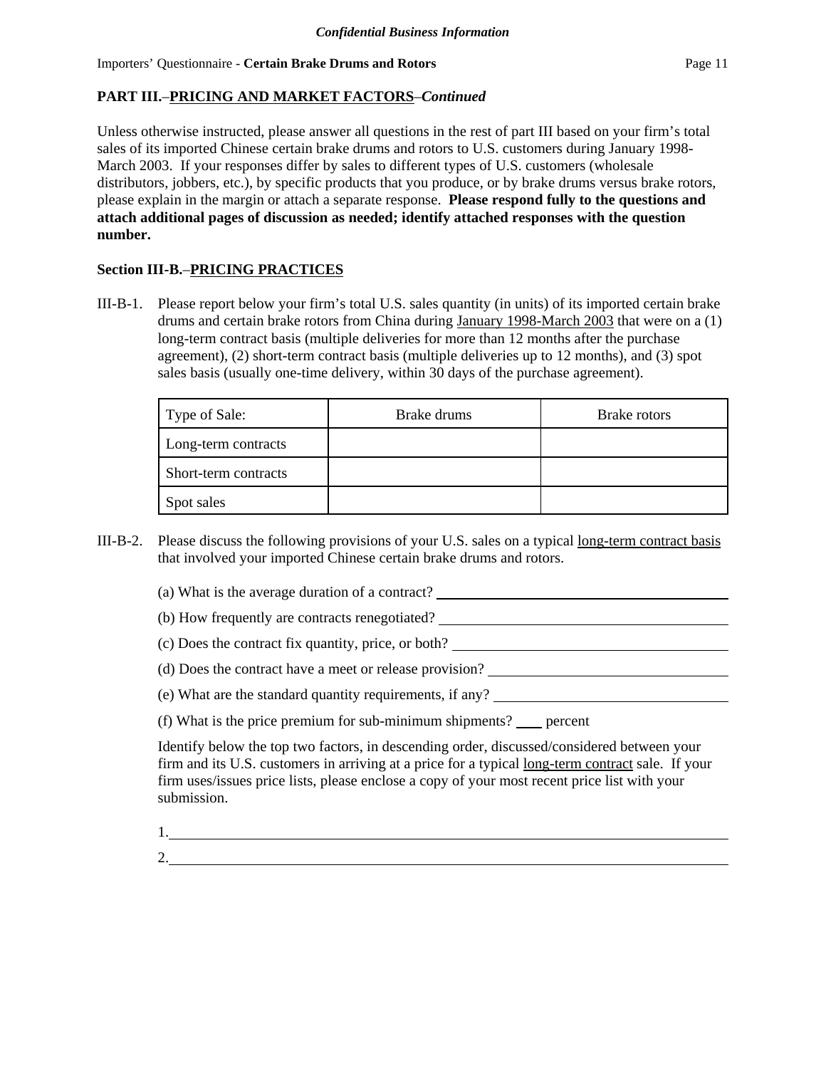**PART III.–PRICING AND MARKET FACTORS–*Continued***

Unless otherwise instructed, please answer all questions in the rest of part III based on your firm's total sales of its imported Chinese certain brake drums and rotors to U.S. customers during January 1998-March 2003. If your responses differ by sales to different types of U.S. customers (wholesale distributors, jobbers, etc.), by specific products that you produce, or by brake drums versus brake rotors, please explain in the margin or attach a separate response. **Please respond fully to the questions and attach additional pages of discussion as needed; identify attached responses with the question number.**

**Section III-B.–PRICING PRACTICES**

III-B-1. Please report below your firm's total U.S. sales quantity (in units) of its imported certain brake drums and certain brake rotors from China during January 1998-March 2003 that were on a (1) long-term contract basis (multiple deliveries for more than 12 months after the purchase agreement), (2) short-term contract basis (multiple deliveries up to 12 months), and (3) spot sales basis (usually one-time delivery, within 30 days of the purchase agreement).

| Type of Sale: | Brake drums | Brake rotors |
|---|---|---|
| Long-term contracts | | |
| Short-term contracts | | |
| Spot sales | | |

III-B-2. Please discuss the following provisions of your U.S. sales on a typical long-term contract basis that involved your imported Chinese certain brake drums and rotors.

(a) What is the average duration of a contract? ______________________

(b) How frequently are contracts renegotiated? ______________________

(c) Does the contract fix quantity, price, or both? ______________________

(d) Does the contract have a meet or release provision? ______________________

(e) What are the standard quantity requirements, if any? ______________________

(f) What is the price premium for sub-minimum shipments? ____ percent

Identify below the top two factors, in descending order, discussed/considered between your firm and its U.S. customers in arriving at a price for a typical long-term contract sale. If your firm uses/issues price lists, please enclose a copy of your most recent price list with your submission.

1.______________________________________________

2.______________________________________________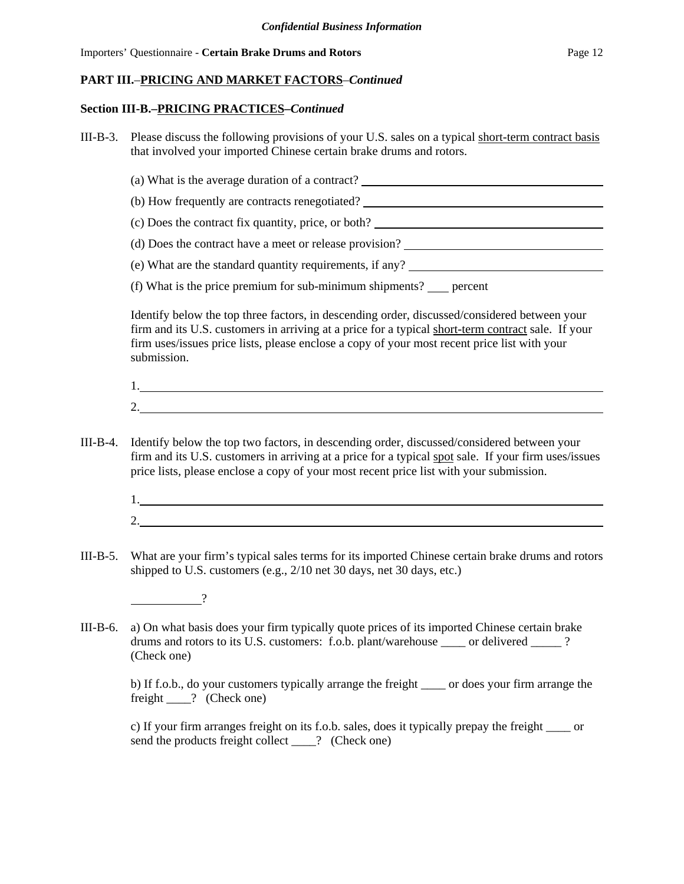*Confidential Business Information*

Importers' Questionnaire - **Certain Brake Drums and Rotors**

**PART III.–PRINCIPAL PRICING AND MARKET FACTORS–*Continued***

**Section III-B.–PRICING PRACTICES–*Continued***

III-B-3. Please discuss the following provisions of your U.S. sales on a typical short-term contract basis that involved your imported Chinese certain brake drums and rotors.

(a) What is the average duration of a contract? ______________________________

(b) How frequently are contracts renegotiated? ______________________________

(c) Does the contract fix quantity, price, or both? ______________________________

(d) Does the contract have a meet or release provision? ______________________________

(e) What are the standard quantity requirements, if any? ______________________________

(f) What is the price premium for sub-minimum shipments? ____ percent

Identify below the top three factors, in descending order, discussed/considered between your firm and its U.S. customers in arriving at a price for a typical short-term contract sale. If your firm uses/issues price lists, please enclose a copy of your most recent price list with your submission.

1.______________________________________________________________

2.______________________________________________________________

III-B-4. Identify below the top two factors, in descending order, discussed/considered between your firm and its U.S. customers in arriving at a price for a typical spot sale. If your firm uses/issues price lists, please enclose a copy of your most recent price list with your submission.

1.______________________________________________________________

2.______________________________________________________________

III-B-5. What are your firm's typical sales terms for its imported Chinese certain brake drums and rotors shipped to U.S. customers (e.g., 2/10 net 30 days, net 30 days, etc.)

__________?

III-B-6. a) On what basis does your firm typically quote prices of its imported Chinese certain brake drums and rotors to its U.S. customers: f.o.b. plant/warehouse ____ or delivered _____ ? (Check one)

b) If f.o.b., do your customers typically arrange the freight ____ or does your firm arrange the freight ____? (Check one)

c) If your firm arranges freight on its f.o.b. sales, does it typically prepay the freight ____ or send the products freight collect ____? (Check one)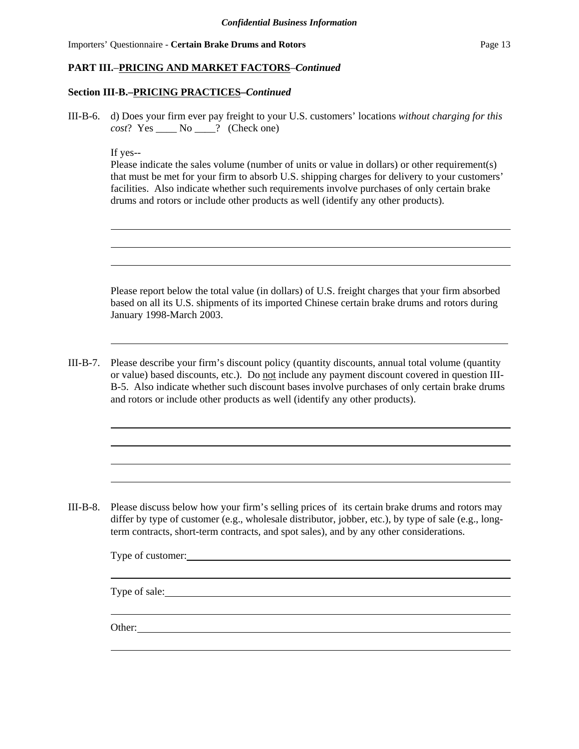*Confidential Business Information*

**PART III.–PRICING AND MARKET FACTORS–*Continued***

**Section III-B.–PRICING PRACTICES–*Continued***

III-B-6. d) Does your firm ever pay freight to your U.S. customers' locations *without charging for this cost*? Yes ____ No ____? (Check one)

If yes--
Please indicate the sales volume (number of units or value in dollars) or other requirement(s) that must be met for your firm to absorb U.S. shipping charges for delivery to your customers' facilities. Also indicate whether such requirements involve purchases of only certain brake drums and rotors or include other products as well (identify any other products).

______________________________________________________________________

______________________________________________________________________

______________________________________________________________________

Please report below the total value (in dollars) of U.S. freight charges that your firm absorbed based on all its U.S. shipments of its imported Chinese certain brake drums and rotors during January 1998-March 2003.

______________________________________________________________________

III-B-7. Please describe your firm's discount policy (quantity discounts, annual total volume (quantity or value) based discounts, etc.). Do not include any payment discount covered in question III-B-5. Also indicate whether such discount bases involve purchases of only certain brake drums and rotors or include other products as well (identify any other products).

______________________________________________________________________

______________________________________________________________________

______________________________________________________________________

______________________________________________________________________

III-B-8. Please discuss below how your firm's selling prices of its certain brake drums and rotors may differ by type of customer (e.g., wholesale distributor, jobber, etc.), by type of sale (e.g., long-term contracts, short-term contracts, and spot sales), and by any other considerations.

Type of customer: ______________________________________________________

______________________________________________________________________

Type of sale: __________________________________________________________

______________________________________________________________________

Other: ________________________________________________________________

______________________________________________________________________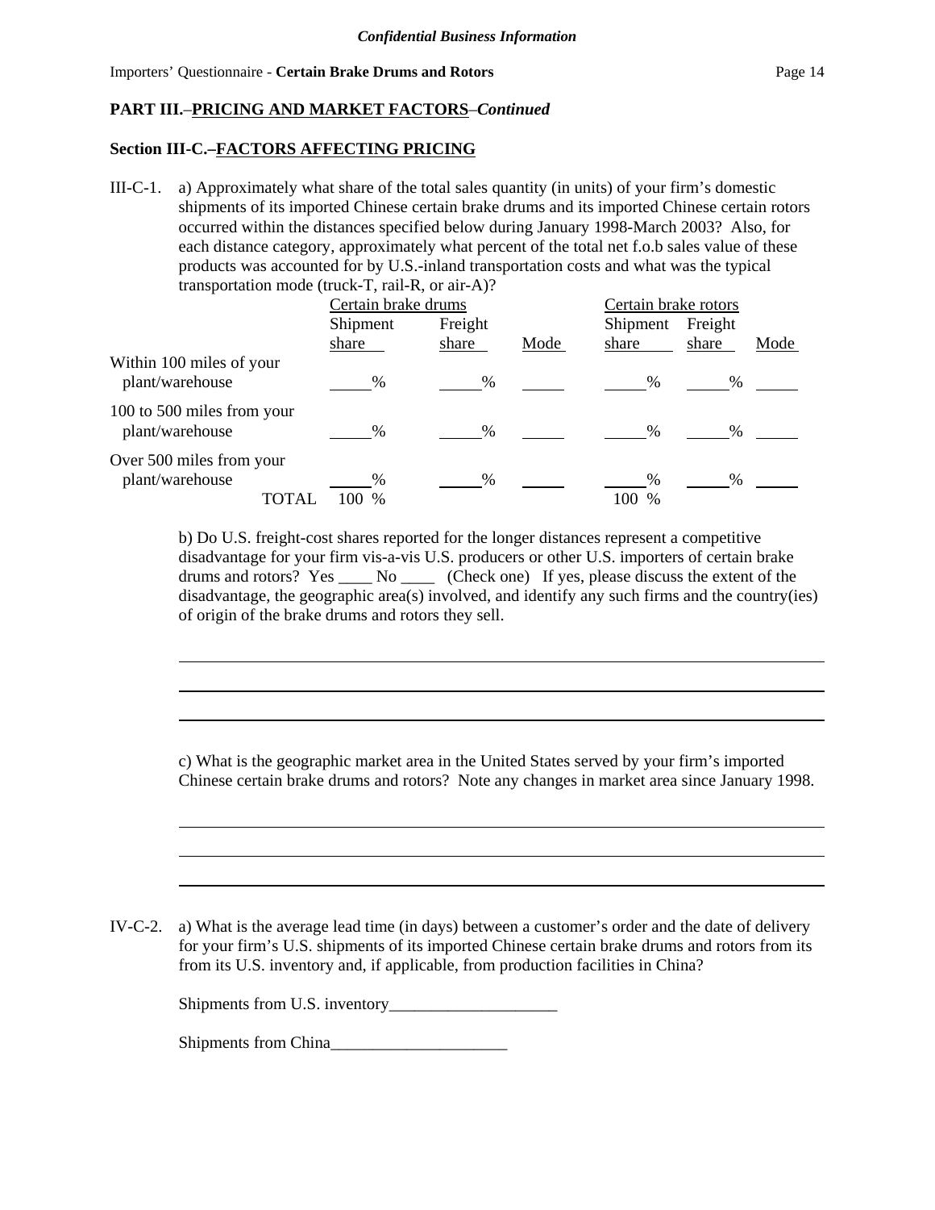*Confidential Business Information*

## PART III.–PRICING AND MARKET FACTORS–*Continued*

### Section III-C.–FACTORS AFFECTING PRICING

III-C-1. a) Approximately what share of the total sales quantity (in units) of your firm's domestic shipments of its imported Chinese certain brake drums and its imported Chinese certain rotors occurred within the distances specified below during January 1998-March 2003? Also, for each distance category, approximately what percent of the total net f.o.b sales value of these products was accounted for by U.S.-inland transportation costs and what was the typical transportation mode (truck-T, rail-R, or air-A)?

| | Certain brake drums | | | Certain brake rotors | | |
|---|---|---|---|---|---|---|
| | Shipment share | Freight share | Mode | Shipment share | Freight share | Mode |
| Within 100 miles of your plant/warehouse | ____% | ____% | ____ | ____% | ____% | ____ |
| 100 to 500 miles from your plant/warehouse | ____% | ____% | ____ | ____% | ____% | ____ |
| Over 500 miles from your plant/warehouse | ____% | ____% | ____ | ____% | ____% | ____ |
| TOTAL | 100 % | | | 100 % | | |

b) Do U.S. freight-cost shares reported for the longer distances represent a competitive disadvantage for your firm vis-a-vis U.S. producers or other U.S. importers of certain brake drums and rotors? Yes ____ No ____ (Check one) If yes, please discuss the extent of the disadvantage, the geographic area(s) involved, and identify any such firms and the country(ies) of origin of the brake drums and rotors they sell.

______________________________________________________________________________

______________________________________________________________________________

______________________________________________________________________________

c) What is the geographic market area in the United States served by your firm's imported Chinese certain brake drums and rotors? Note any changes in market area since January 1998.

______________________________________________________________________________

______________________________________________________________________________

______________________________________________________________________________

IV-C-2. a) What is the average lead time (in days) between a customer's order and the date of delivery for your firm's U.S. shipments of its imported Chinese certain brake drums and rotors from its from its U.S. inventory and, if applicable, from production facilities in China?

Shipments from U.S. inventory____________________

Shipments from China_____________________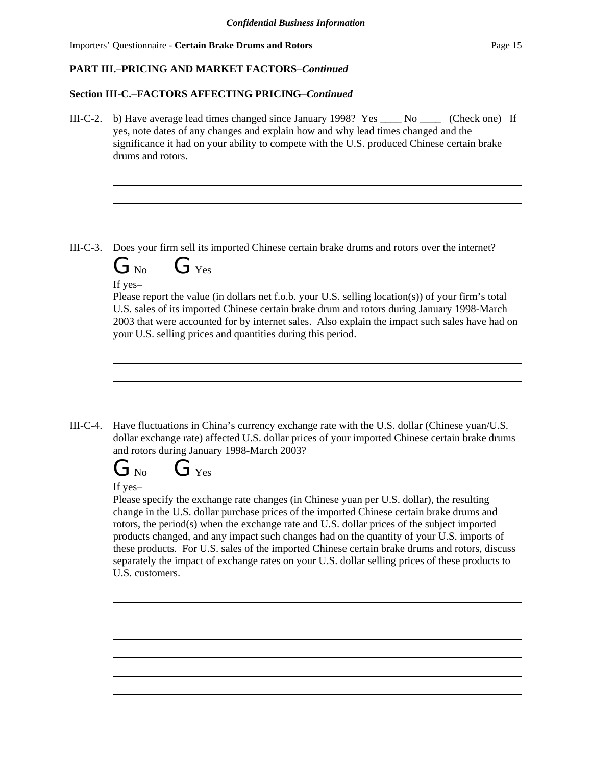*Confidential Business Information*

## PART III.–PRICING AND MARKET FACTORS–*Continued*

### Section III-C.–FACTORS AFFECTING PRICING–*Continued*

III-C-2. b) Have average lead times changed since January 1998? Yes ____ No ____ (Check one) If yes, note dates of any changes and explain how and why lead times changed and the significance it had on your ability to compete with the U.S. produced Chinese certain brake drums and rotors.

______________________________________________________________________

______________________________________________________________________

______________________________________________________________________

III-C-3. Does your firm sell its imported Chinese certain brake drums and rotors over the internet?

G No G Yes

If yes–

Please report the value (in dollars net f.o.b. your U.S. selling location(s)) of your firm's total U.S. sales of its imported Chinese certain brake drum and rotors during January 1998-March 2003 that were accounted for by internet sales. Also explain the impact such sales have had on your U.S. selling prices and quantities during this period.

______________________________________________________________________

______________________________________________________________________

______________________________________________________________________

III-C-4. Have fluctuations in China's currency exchange rate with the U.S. dollar (Chinese yuan/U.S. dollar exchange rate) affected U.S. dollar prices of your imported Chinese certain brake drums and rotors during January 1998-March 2003?

G No G Yes

If yes–

Please specify the exchange rate changes (in Chinese yuan per U.S. dollar), the resulting change in the U.S. dollar purchase prices of the imported Chinese certain brake drums and rotors, the period(s) when the exchange rate and U.S. dollar prices of the subject imported products changed, and any impact such changes had on the quantity of your U.S. imports of these products. For U.S. sales of the imported Chinese certain brake drums and rotors, discuss separately the impact of exchange rates on your U.S. dollar selling prices of these products to U.S. customers.

______________________________________________________________________

______________________________________________________________________

______________________________________________________________________

______________________________________________________________________

______________________________________________________________________

______________________________________________________________________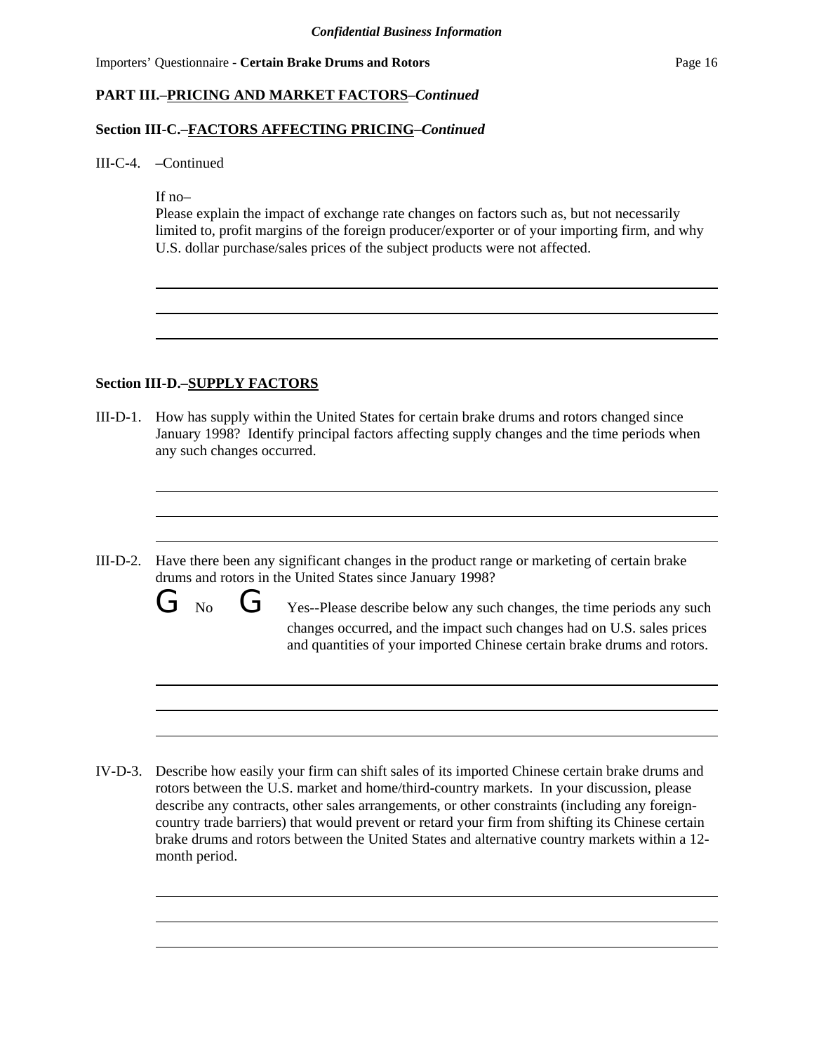*Confidential Business Information*

**PART III.–PRINCIPAL AND MARKET FACTORS–*Continued***

**Section III-C.–FACTORS AFFECTING PRICING–*Continued***

III-C-4. –Continued

If no–
Please explain the impact of exchange rate changes on factors such as, but not necessarily limited to, profit margins of the foreign producer/exporter or of your importing firm, and why U.S. dollar purchase/sales prices of the subject products were not affected.

______________________________________________________________________

______________________________________________________________________

______________________________________________________________________

**Section III-D.–SUPPLY FACTORS**

III-D-1. How has supply within the United States for certain brake drums and rotors changed since January 1998? Identify principal factors affecting supply changes and the time periods when any such changes occurred.

______________________________________________________________________

______________________________________________________________________

______________________________________________________________________

III-D-2. Have there been any significant changes in the product range or marketing of certain brake drums and rotors in the United States since January 1998?

G No G Yes--Please describe below any such changes, the time periods any such changes occurred, and the impact such changes had on U.S. sales prices and quantities of your imported Chinese certain brake drums and rotors.

______________________________________________________________________

______________________________________________________________________

______________________________________________________________________

IV-D-3. Describe how easily your firm can shift sales of its imported Chinese certain brake drums and rotors between the U.S. market and home/third-country markets. In your discussion, please describe any contracts, other sales arrangements, or other constraints (including any foreign-country trade barriers) that would prevent or retard your firm from shifting its Chinese certain brake drums and rotors between the United States and alternative country markets within a 12-month period.

______________________________________________________________________

______________________________________________________________________

______________________________________________________________________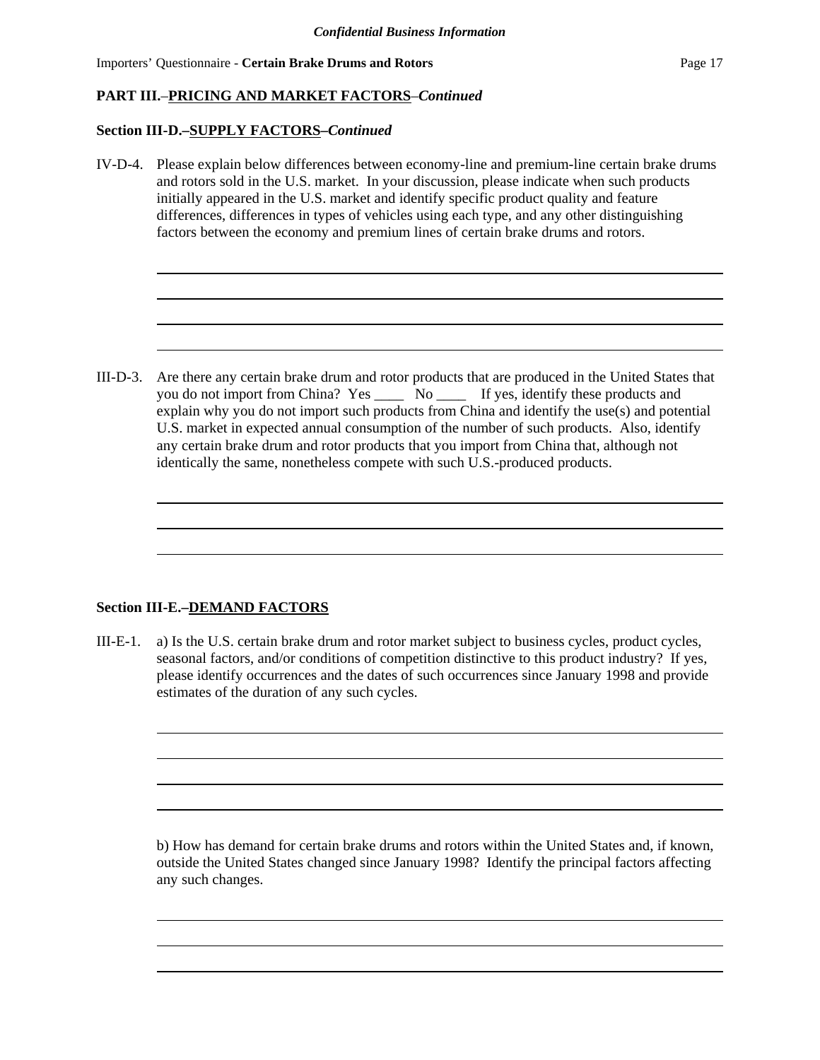**PART III.–PRICING AND MARKET FACTORS–*Continued***

**Section III-D.–SUPPLY FACTORS–*Continued***

IV-D-4. Please explain below differences between economy-line and premium-line certain brake drums and rotors sold in the U.S. market. In your discussion, please indicate when such products initially appeared in the U.S. market and identify specific product quality and feature differences, differences in types of vehicles using each type, and any other distinguishing factors between the economy and premium lines of certain brake drums and rotors.

III-D-3. Are there any certain brake drum and rotor products that are produced in the United States that you do not import from China? Yes ____ No ____ If yes, identify these products and explain why you do not import such products from China and identify the use(s) and potential U.S. market in expected annual consumption of the number of such products. Also, identify any certain brake drum and rotor products that you import from China that, although not identically the same, nonetheless compete with such U.S.-produced products.

**Section III-E.–DEMAND FACTORS**

III-E-1. a) Is the U.S. certain brake drum and rotor market subject to business cycles, product cycles, seasonal factors, and/or conditions of competition distinctive to this product industry? If yes, please identify occurrences and the dates of such occurrences since January 1998 and provide estimates of the duration of any such cycles.

b) How has demand for certain brake drums and rotors within the United States and, if known, outside the United States changed since January 1998? Identify the principal factors affecting any such changes.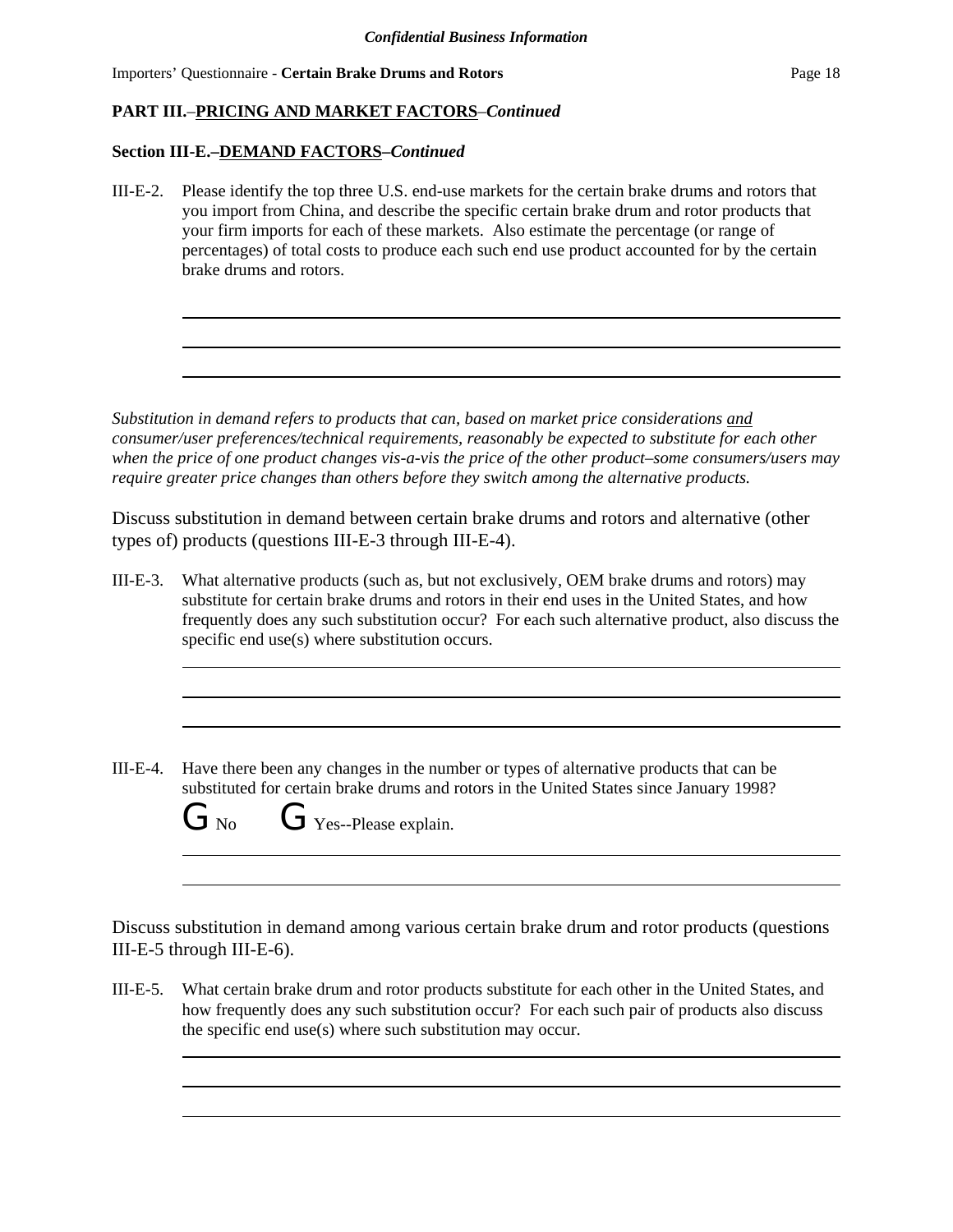*Confidential Business Information*

**PART III.–PRICING AND MARKET FACTORS–*Continued***

**Section III-E.–DEMAND FACTORS–*Continued***

III-E-2. Please identify the top three U.S. end-use markets for the certain brake drums and rotors that you import from China, and describe the specific certain brake drum and rotor products that your firm imports for each of these markets. Also estimate the percentage (or range of percentages) of total costs to produce each such end use product accounted for by the certain brake drums and rotors.

______________________________________________________________________________

______________________________________________________________________________

______________________________________________________________________________

*Substitution in demand refers to products that can, based on market price considerations and consumer/user preferences/technical requirements, reasonably be expected to substitute for each other when the price of one product changes vis-a-vis the price of the other product–some consumers/users may require greater price changes than others before they switch among the alternative products.*

Discuss substitution in demand between certain brake drums and rotors and alternative (other types of) products (questions III-E-3 through III-E-4).

III-E-3. What alternative products (such as, but not exclusively, OEM brake drums and rotors) may substitute for certain brake drums and rotors in their end uses in the United States, and how frequently does any such substitution occur? For each such alternative product, also discuss the specific end use(s) where substitution occurs.

______________________________________________________________________________

______________________________________________________________________________

______________________________________________________________________________

III-E-4. Have there been any changes in the number or types of alternative products that can be substituted for certain brake drums and rotors in the United States since January 1998?

G No G Yes--Please explain.

______________________________________________________________________________

______________________________________________________________________________

Discuss substitution in demand among various certain brake drum and rotor products (questions III-E-5 through III-E-6).

III-E-5. What certain brake drum and rotor products substitute for each other in the United States, and how frequently does any such substitution occur? For each such pair of products also discuss the specific end use(s) where such substitution may occur.

______________________________________________________________________________

______________________________________________________________________________

______________________________________________________________________________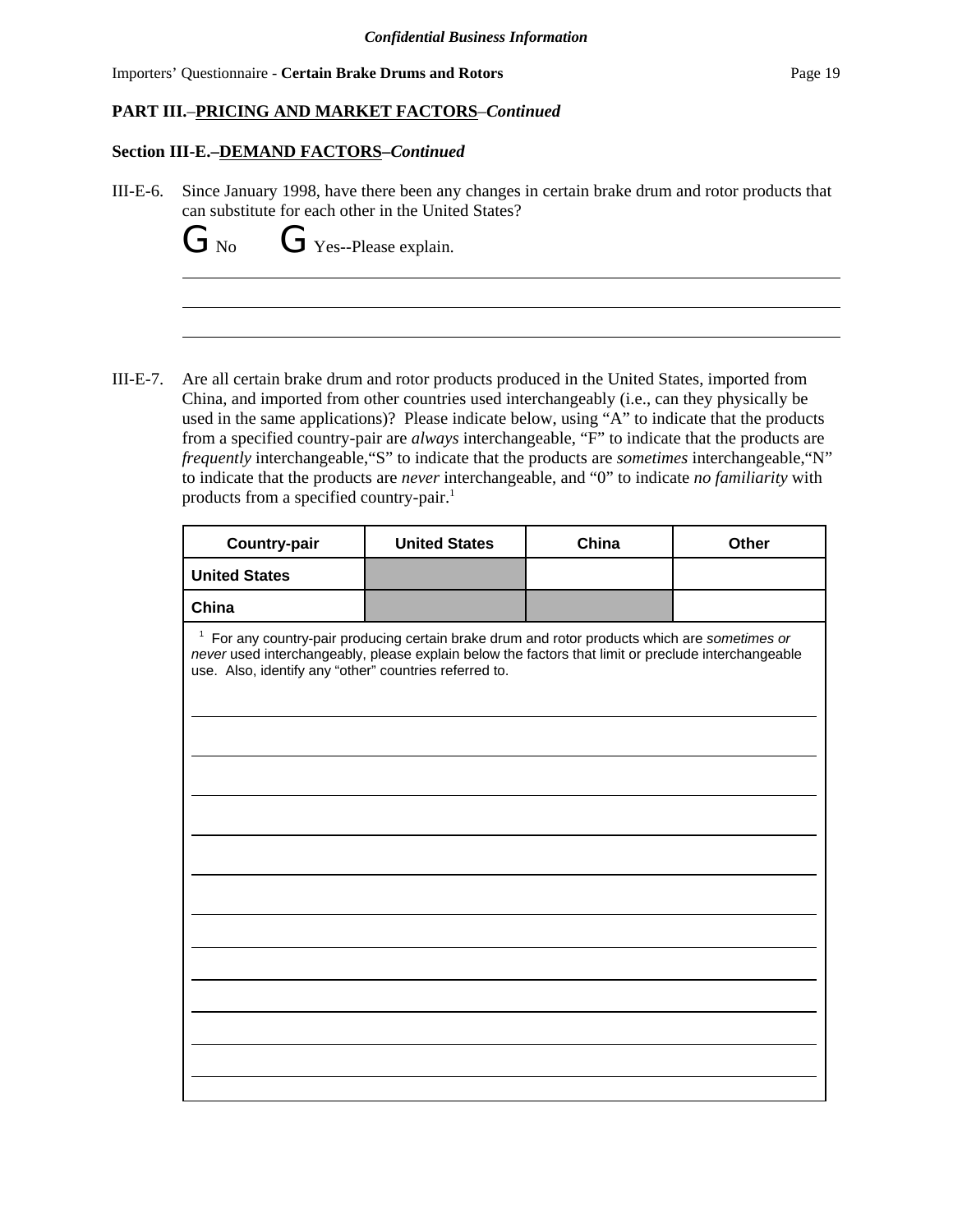**PART III.–PRICING AND MARKET FACTORS–*Continued***

**Section III-E.–DEMAND FACTORS–*Continued***

III-E-6. Since January 1998, have there been any changes in certain brake drum and rotor products that can substitute for each other in the United States?

G No  G Yes--Please explain.

III-E-7. Are all certain brake drum and rotor products produced in the United States, imported from China, and imported from other countries used interchangeably (i.e., can they physically be used in the same applications)? Please indicate below, using "A" to indicate that the products from a specified country-pair are *always* interchangeable, "F" to indicate that the products are *frequently* interchangeable,"S" to indicate that the products are *sometimes* interchangeable,"N" to indicate that the products are *never* interchangeable, and "0" to indicate *no familiarity* with products from a specified country-pair.[1]

| Country-pair | United States | China | Other |
| --- | --- | --- | --- |
| **United States** | | | |
| **China** | | | |

[1] For any country-pair producing certain brake drum and rotor products which are *sometimes or never* used interchangeably, please explain below the factors that limit or preclude interchangeable use. Also, identify any "other" countries referred to.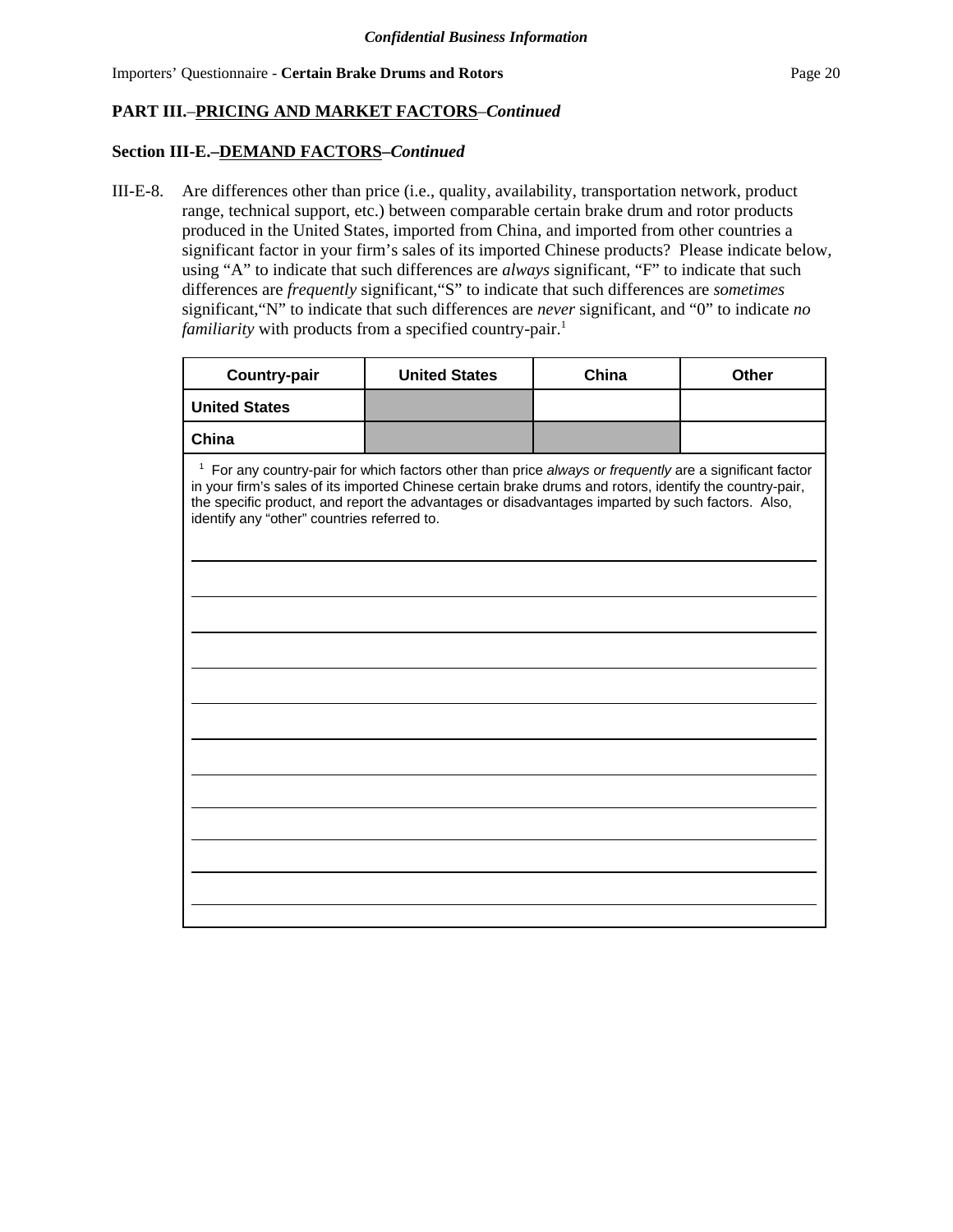*Confidential Business Information*

**PART III.–PRICING AND MARKET FACTORS–*Continued***

**Section III-E.–DEMAND FACTORS–*Continued***

III-E-8. Are differences other than price (i.e., quality, availability, transportation network, product range, technical support, etc.) between comparable certain brake drum and rotor products produced in the United States, imported from China, and imported from other countries a significant factor in your firm's sales of its imported Chinese products? Please indicate below, using "A" to indicate that such differences are *always* significant, "F" to indicate that such differences are *frequently* significant, "S" to indicate that such differences are *sometimes* significant, "N" to indicate that such differences are *never* significant, and "0" to indicate *no familiarity* with products from a specified country-pair.[1]

| Country-pair | United States | China | Other |
|---|---|---|---|
| United States | | | |
| China | | | |

[1] For any country-pair for which factors other than price *always or frequently* are a significant factor in your firm's sales of its imported Chinese certain brake drums and rotors, identify the country-pair, the specific product, and report the advantages or disadvantages imparted by such factors. Also, identify any "other" countries referred to.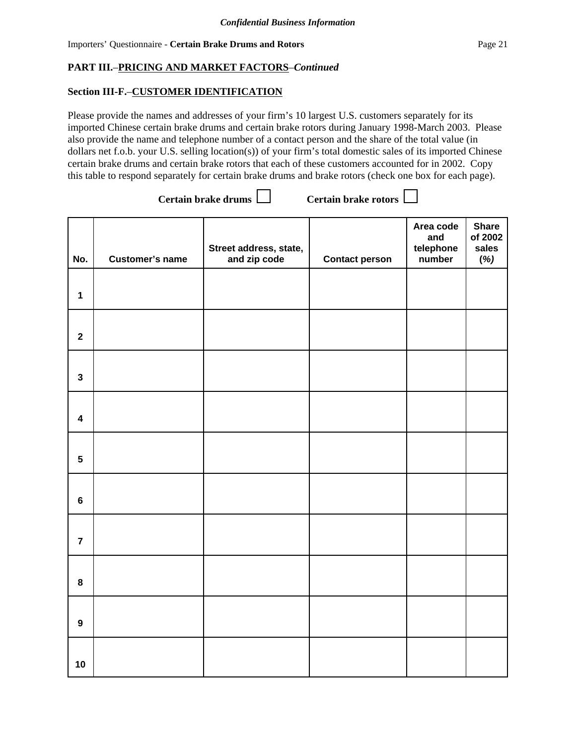*Confidential Business Information*

## PART III.–PRICING AND MARKET FACTORS–*Continued*

### Section III-F.–CUSTOMER IDENTIFICATION

Please provide the names and addresses of your firm's 10 largest U.S. customers separately for its imported Chinese certain brake drums and certain brake rotors during January 1998-March 2003. Please also provide the name and telephone number of a contact person and the share of the total value (in dollars net f.o.b. your U.S. selling location(s)) of your firm's total domestic sales of its imported Chinese certain brake drums and certain brake rotors that each of these customers accounted for in 2002. Copy this table to respond separately for certain brake drums and brake rotors (check one box for each page).

**Certain brake drums** ☐ **Certain brake rotors** ☐

| No. | Customer's name | Street address, state, and zip code | Contact person | Area code and telephone number | Share of 2002 sales *(%)* |
|---|---|---|---|---|---|
| 1 | | | | | |
| 2 | | | | | |
| 3 | | | | | |
| 4 | | | | | |
| 5 | | | | | |
| 6 | | | | | |
| 7 | | | | | |
| 8 | | | | | |
| 9 | | | | | |
| 10 | | | | | |